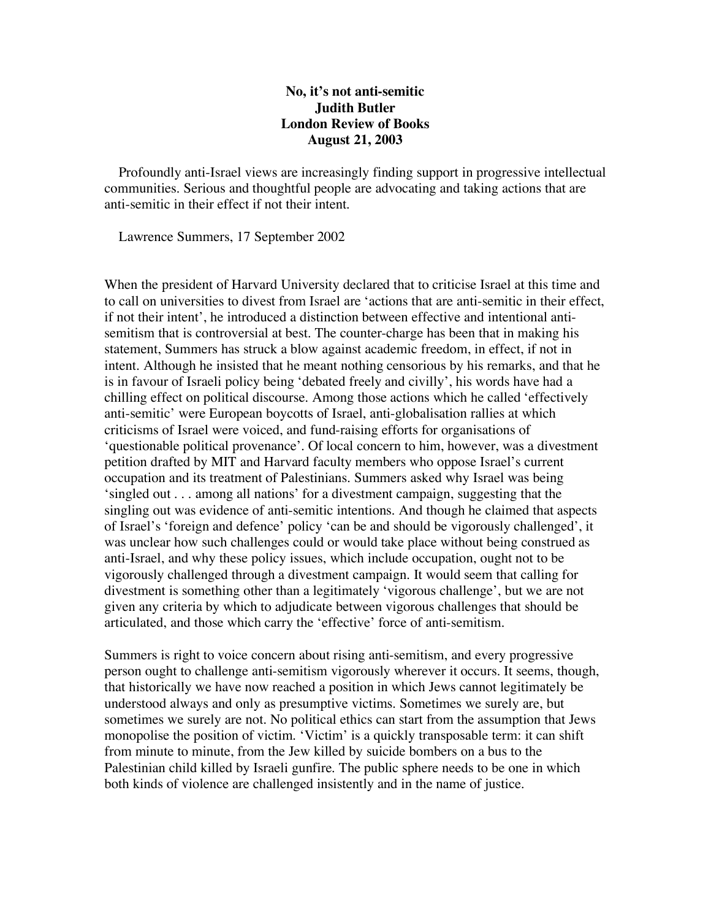**No, it's not anti-semitic**
**Judith Butler**
**London Review of Books**
**August 21, 2003**

Profoundly anti-Israel views are increasingly finding support in progressive intellectual communities. Serious and thoughtful people are advocating and taking actions that are anti-semitic in their effect if not their intent.

Lawrence Summers, 17 September 2002

When the president of Harvard University declared that to criticise Israel at this time and to call on universities to divest from Israel are 'actions that are anti-semitic in their effect, if not their intent', he introduced a distinction between effective and intentional anti-semitism that is controversial at best. The counter-charge has been that in making his statement, Summers has struck a blow against academic freedom, in effect, if not in intent. Although he insisted that he meant nothing censorious by his remarks, and that he is in favour of Israeli policy being 'debated freely and civilly', his words have had a chilling effect on political discourse. Among those actions which he called 'effectively anti-semitic' were European boycotts of Israel, anti-globalisation rallies at which criticisms of Israel were voiced, and fund-raising efforts for organisations of 'questionable political provenance'. Of local concern to him, however, was a divestment petition drafted by MIT and Harvard faculty members who oppose Israel's current occupation and its treatment of Palestinians. Summers asked why Israel was being 'singled out . . . among all nations' for a divestment campaign, suggesting that the singling out was evidence of anti-semitic intentions. And though he claimed that aspects of Israel's 'foreign and defence' policy 'can be and should be vigorously challenged', it was unclear how such challenges could or would take place without being construed as anti-Israel, and why these policy issues, which include occupation, ought not to be vigorously challenged through a divestment campaign. It would seem that calling for divestment is something other than a legitimately 'vigorous challenge', but we are not given any criteria by which to adjudicate between vigorous challenges that should be articulated, and those which carry the 'effective' force of anti-semitism.

Summers is right to voice concern about rising anti-semitism, and every progressive person ought to challenge anti-semitism vigorously wherever it occurs. It seems, though, that historically we have now reached a position in which Jews cannot legitimately be understood always and only as presumptive victims. Sometimes we surely are, but sometimes we surely are not. No political ethics can start from the assumption that Jews monopolise the position of victim. 'Victim' is a quickly transposable term: it can shift from minute to minute, from the Jew killed by suicide bombers on a bus to the Palestinian child killed by Israeli gunfire. The public sphere needs to be one in which both kinds of violence are challenged insistently and in the name of justice.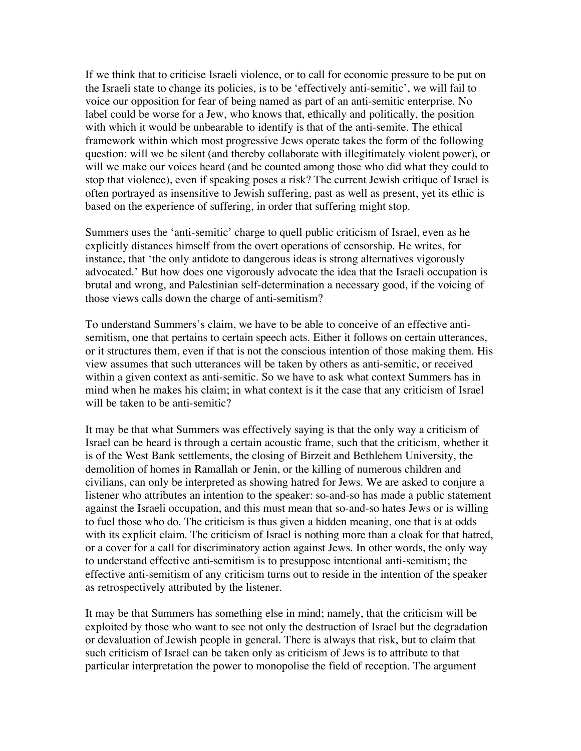If we think that to criticise Israeli violence, or to call for economic pressure to be put on the Israeli state to change its policies, is to be 'effectively anti-semitic', we will fail to voice our opposition for fear of being named as part of an anti-semitic enterprise. No label could be worse for a Jew, who knows that, ethically and politically, the position with which it would be unbearable to identify is that of the anti-semite. The ethical framework within which most progressive Jews operate takes the form of the following question: will we be silent (and thereby collaborate with illegitimately violent power), or will we make our voices heard (and be counted among those who did what they could to stop that violence), even if speaking poses a risk? The current Jewish critique of Israel is often portrayed as insensitive to Jewish suffering, past as well as present, yet its ethic is based on the experience of suffering, in order that suffering might stop.

Summers uses the 'anti-semitic' charge to quell public criticism of Israel, even as he explicitly distances himself from the overt operations of censorship. He writes, for instance, that 'the only antidote to dangerous ideas is strong alternatives vigorously advocated.' But how does one vigorously advocate the idea that the Israeli occupation is brutal and wrong, and Palestinian self-determination a necessary good, if the voicing of those views calls down the charge of anti-semitism?

To understand Summers's claim, we have to be able to conceive of an effective anti-semitism, one that pertains to certain speech acts. Either it follows on certain utterances, or it structures them, even if that is not the conscious intention of those making them. His view assumes that such utterances will be taken by others as anti-semitic, or received within a given context as anti-semitic. So we have to ask what context Summers has in mind when he makes his claim; in what context is it the case that any criticism of Israel will be taken to be anti-semitic?

It may be that what Summers was effectively saying is that the only way a criticism of Israel can be heard is through a certain acoustic frame, such that the criticism, whether it is of the West Bank settlements, the closing of Birzeit and Bethlehem University, the demolition of homes in Ramallah or Jenin, or the killing of numerous children and civilians, can only be interpreted as showing hatred for Jews. We are asked to conjure a listener who attributes an intention to the speaker: so-and-so has made a public statement against the Israeli occupation, and this must mean that so-and-so hates Jews or is willing to fuel those who do. The criticism is thus given a hidden meaning, one that is at odds with its explicit claim. The criticism of Israel is nothing more than a cloak for that hatred, or a cover for a call for discriminatory action against Jews. In other words, the only way to understand effective anti-semitism is to presuppose intentional anti-semitism; the effective anti-semitism of any criticism turns out to reside in the intention of the speaker as retrospectively attributed by the listener.

It may be that Summers has something else in mind; namely, that the criticism will be exploited by those who want to see not only the destruction of Israel but the degradation or devaluation of Jewish people in general. There is always that risk, but to claim that such criticism of Israel can be taken only as criticism of Jews is to attribute to that particular interpretation the power to monopolise the field of reception. The argument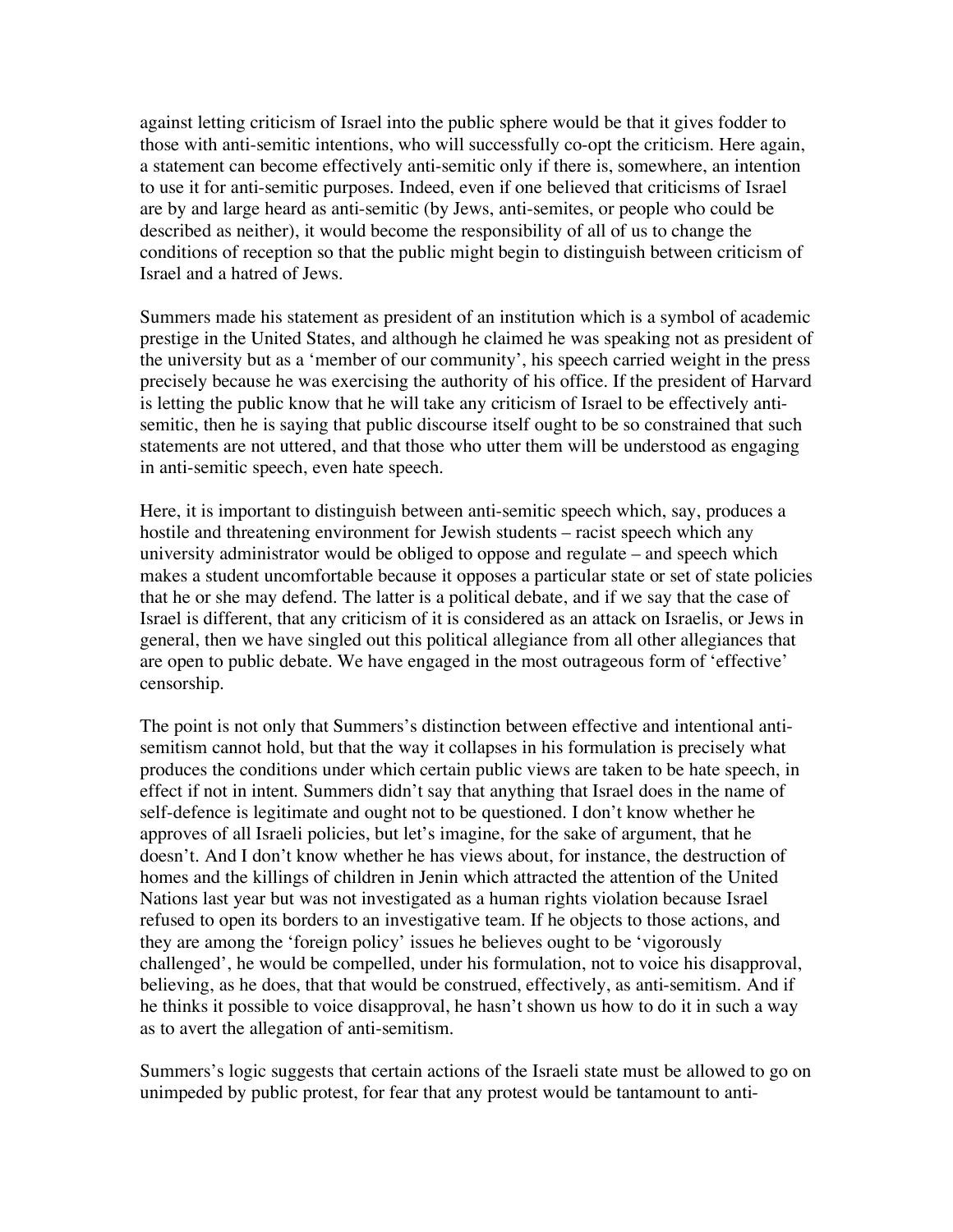against letting criticism of Israel into the public sphere would be that it gives fodder to those with anti-semitic intentions, who will successfully co-opt the criticism. Here again, a statement can become effectively anti-semitic only if there is, somewhere, an intention to use it for anti-semitic purposes. Indeed, even if one believed that criticisms of Israel are by and large heard as anti-semitic (by Jews, anti-semites, or people who could be described as neither), it would become the responsibility of all of us to change the conditions of reception so that the public might begin to distinguish between criticism of Israel and a hatred of Jews.

Summers made his statement as president of an institution which is a symbol of academic prestige in the United States, and although he claimed he was speaking not as president of the university but as a 'member of our community', his speech carried weight in the press precisely because he was exercising the authority of his office. If the president of Harvard is letting the public know that he will take any criticism of Israel to be effectively anti-semitic, then he is saying that public discourse itself ought to be so constrained that such statements are not uttered, and that those who utter them will be understood as engaging in anti-semitic speech, even hate speech.

Here, it is important to distinguish between anti-semitic speech which, say, produces a hostile and threatening environment for Jewish students – racist speech which any university administrator would be obliged to oppose and regulate – and speech which makes a student uncomfortable because it opposes a particular state or set of state policies that he or she may defend. The latter is a political debate, and if we say that the case of Israel is different, that any criticism of it is considered as an attack on Israelis, or Jews in general, then we have singled out this political allegiance from all other allegiances that are open to public debate. We have engaged in the most outrageous form of 'effective' censorship.

The point is not only that Summers's distinction between effective and intentional anti-semitism cannot hold, but that the way it collapses in his formulation is precisely what produces the conditions under which certain public views are taken to be hate speech, in effect if not in intent. Summers didn't say that anything that Israel does in the name of self-defence is legitimate and ought not to be questioned. I don't know whether he approves of all Israeli policies, but let's imagine, for the sake of argument, that he doesn't. And I don't know whether he has views about, for instance, the destruction of homes and the killings of children in Jenin which attracted the attention of the United Nations last year but was not investigated as a human rights violation because Israel refused to open its borders to an investigative team. If he objects to those actions, and they are among the 'foreign policy' issues he believes ought to be 'vigorously challenged', he would be compelled, under his formulation, not to voice his disapproval, believing, as he does, that that would be construed, effectively, as anti-semitism. And if he thinks it possible to voice disapproval, he hasn't shown us how to do it in such a way as to avert the allegation of anti-semitism.

Summers's logic suggests that certain actions of the Israeli state must be allowed to go on unimpeded by public protest, for fear that any protest would be tantamount to anti-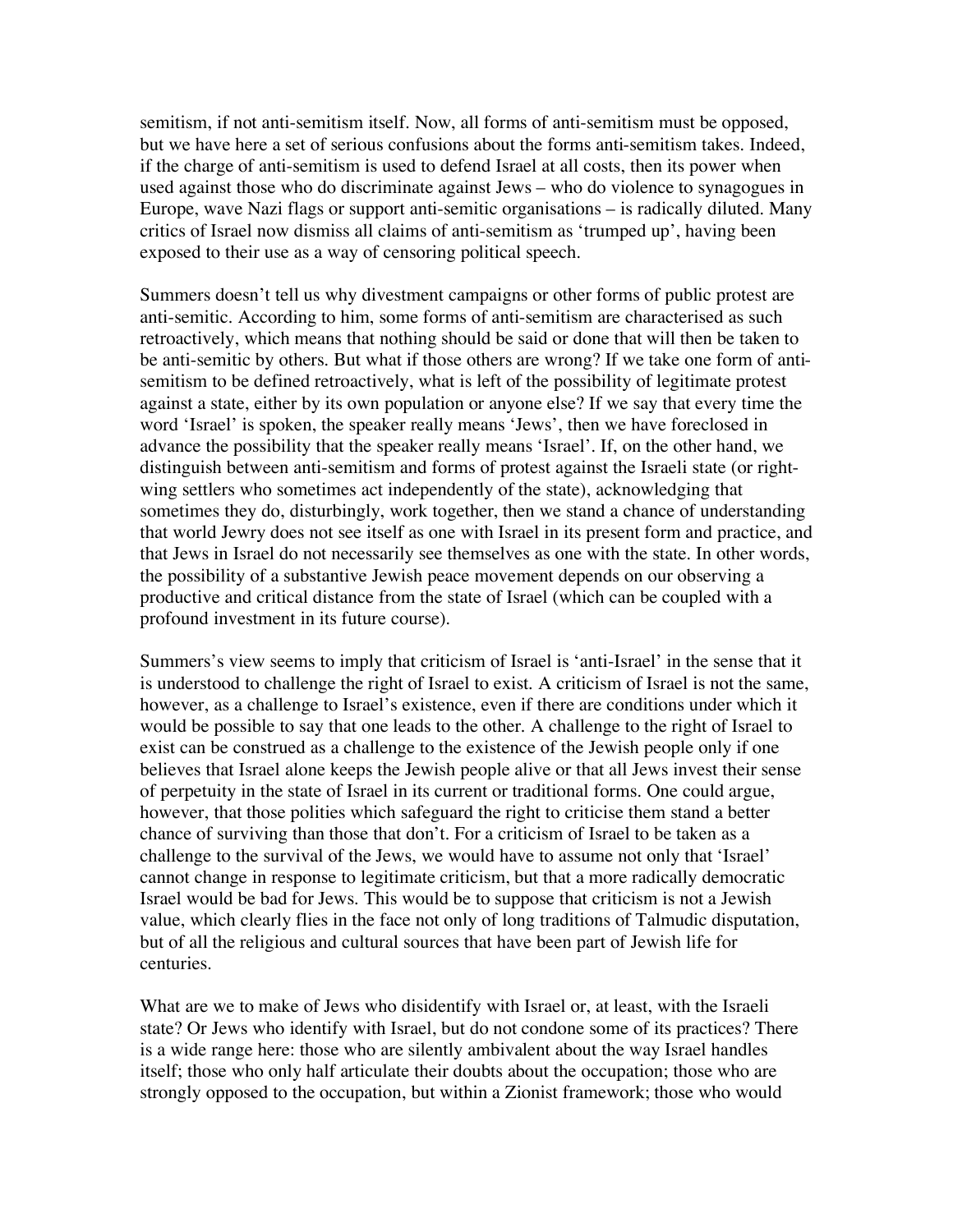semitism, if not anti-semitism itself. Now, all forms of anti-semitism must be opposed, but we have here a set of serious confusions about the forms anti-semitism takes. Indeed, if the charge of anti-semitism is used to defend Israel at all costs, then its power when used against those who do discriminate against Jews – who do violence to synagogues in Europe, wave Nazi flags or support anti-semitic organisations – is radically diluted. Many critics of Israel now dismiss all claims of anti-semitism as 'trumped up', having been exposed to their use as a way of censoring political speech.

Summers doesn't tell us why divestment campaigns or other forms of public protest are anti-semitic. According to him, some forms of anti-semitism are characterised as such retroactively, which means that nothing should be said or done that will then be taken to be anti-semitic by others. But what if those others are wrong? If we take one form of anti-semitism to be defined retroactively, what is left of the possibility of legitimate protest against a state, either by its own population or anyone else? If we say that every time the word 'Israel' is spoken, the speaker really means 'Jews', then we have foreclosed in advance the possibility that the speaker really means 'Israel'. If, on the other hand, we distinguish between anti-semitism and forms of protest against the Israeli state (or right-wing settlers who sometimes act independently of the state), acknowledging that sometimes they do, disturbingly, work together, then we stand a chance of understanding that world Jewry does not see itself as one with Israel in its present form and practice, and that Jews in Israel do not necessarily see themselves as one with the state. In other words, the possibility of a substantive Jewish peace movement depends on our observing a productive and critical distance from the state of Israel (which can be coupled with a profound investment in its future course).

Summers's view seems to imply that criticism of Israel is 'anti-Israel' in the sense that it is understood to challenge the right of Israel to exist. A criticism of Israel is not the same, however, as a challenge to Israel's existence, even if there are conditions under which it would be possible to say that one leads to the other. A challenge to the right of Israel to exist can be construed as a challenge to the existence of the Jewish people only if one believes that Israel alone keeps the Jewish people alive or that all Jews invest their sense of perpetuity in the state of Israel in its current or traditional forms. One could argue, however, that those polities which safeguard the right to criticise them stand a better chance of surviving than those that don't. For a criticism of Israel to be taken as a challenge to the survival of the Jews, we would have to assume not only that 'Israel' cannot change in response to legitimate criticism, but that a more radically democratic Israel would be bad for Jews. This would be to suppose that criticism is not a Jewish value, which clearly flies in the face not only of long traditions of Talmudic disputation, but of all the religious and cultural sources that have been part of Jewish life for centuries.

What are we to make of Jews who disidentify with Israel or, at least, with the Israeli state? Or Jews who identify with Israel, but do not condone some of its practices? There is a wide range here: those who are silently ambivalent about the way Israel handles itself; those who only half articulate their doubts about the occupation; those who are strongly opposed to the occupation, but within a Zionist framework; those who would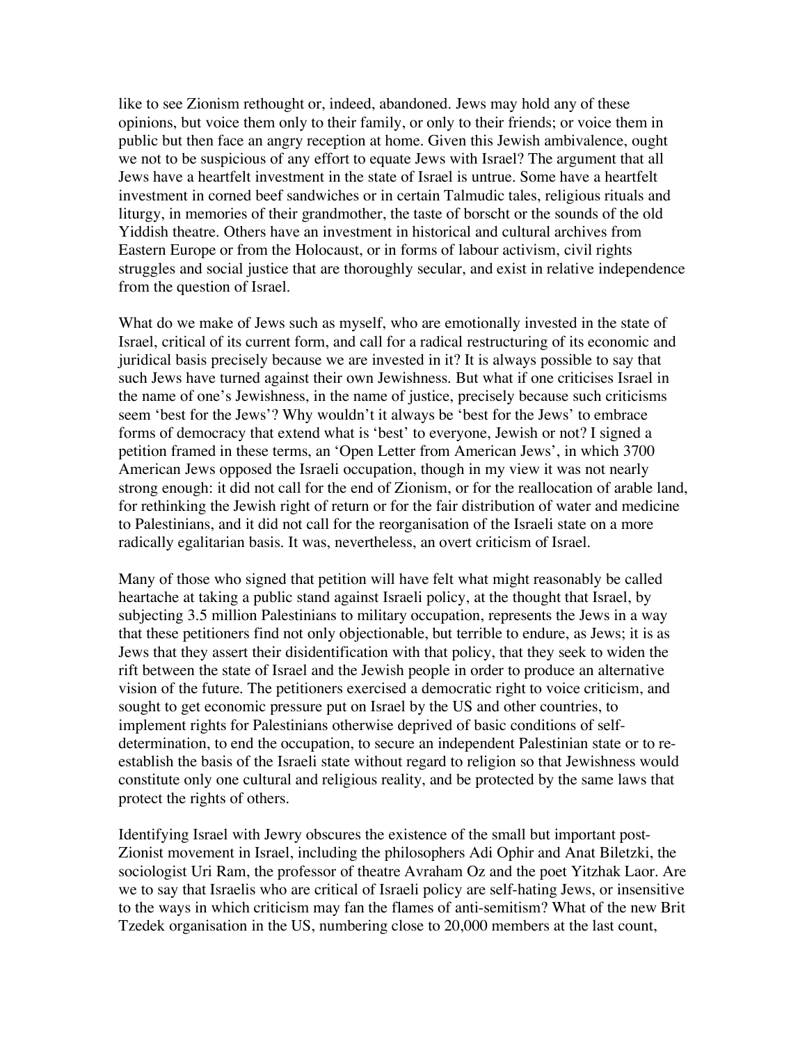like to see Zionism rethought or, indeed, abandoned. Jews may hold any of these opinions, but voice them only to their family, or only to their friends; or voice them in public but then face an angry reception at home. Given this Jewish ambivalence, ought we not to be suspicious of any effort to equate Jews with Israel? The argument that all Jews have a heartfelt investment in the state of Israel is untrue. Some have a heartfelt investment in corned beef sandwiches or in certain Talmudic tales, religious rituals and liturgy, in memories of their grandmother, the taste of borscht or the sounds of the old Yiddish theatre. Others have an investment in historical and cultural archives from Eastern Europe or from the Holocaust, or in forms of labour activism, civil rights struggles and social justice that are thoroughly secular, and exist in relative independence from the question of Israel.

What do we make of Jews such as myself, who are emotionally invested in the state of Israel, critical of its current form, and call for a radical restructuring of its economic and juridical basis precisely because we are invested in it? It is always possible to say that such Jews have turned against their own Jewishness. But what if one criticises Israel in the name of one's Jewishness, in the name of justice, precisely because such criticisms seem 'best for the Jews'? Why wouldn't it always be 'best for the Jews' to embrace forms of democracy that extend what is 'best' to everyone, Jewish or not? I signed a petition framed in these terms, an 'Open Letter from American Jews', in which 3700 American Jews opposed the Israeli occupation, though in my view it was not nearly strong enough: it did not call for the end of Zionism, or for the reallocation of arable land, for rethinking the Jewish right of return or for the fair distribution of water and medicine to Palestinians, and it did not call for the reorganisation of the Israeli state on a more radically egalitarian basis. It was, nevertheless, an overt criticism of Israel.

Many of those who signed that petition will have felt what might reasonably be called heartache at taking a public stand against Israeli policy, at the thought that Israel, by subjecting 3.5 million Palestinians to military occupation, represents the Jews in a way that these petitioners find not only objectionable, but terrible to endure, as Jews; it is as Jews that they assert their disidentification with that policy, that they seek to widen the rift between the state of Israel and the Jewish people in order to produce an alternative vision of the future. The petitioners exercised a democratic right to voice criticism, and sought to get economic pressure put on Israel by the US and other countries, to implement rights for Palestinians otherwise deprived of basic conditions of self-determination, to end the occupation, to secure an independent Palestinian state or to re-establish the basis of the Israeli state without regard to religion so that Jewishness would constitute only one cultural and religious reality, and be protected by the same laws that protect the rights of others.

Identifying Israel with Jewry obscures the existence of the small but important post-Zionist movement in Israel, including the philosophers Adi Ophir and Anat Biletzki, the sociologist Uri Ram, the professor of theatre Avraham Oz and the poet Yitzhak Laor. Are we to say that Israelis who are critical of Israeli policy are self-hating Jews, or insensitive to the ways in which criticism may fan the flames of anti-semitism? What of the new Brit Tzedek organisation in the US, numbering close to 20,000 members at the last count,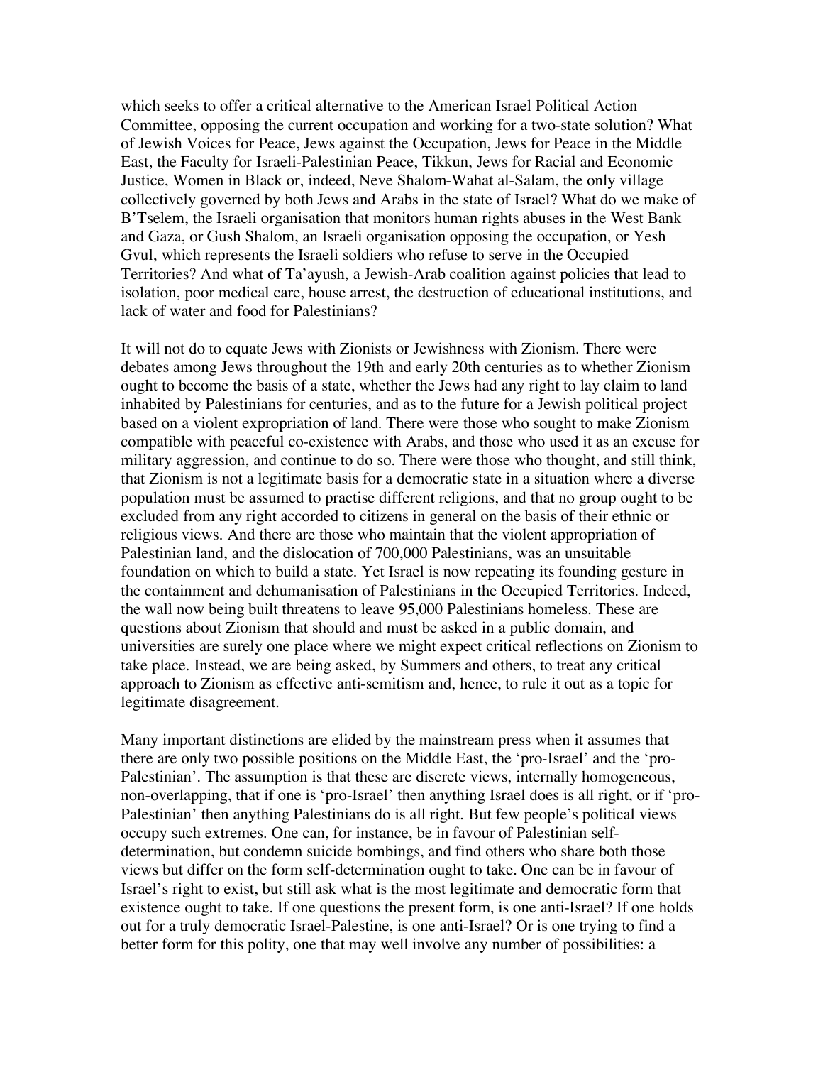which seeks to offer a critical alternative to the American Israel Political Action Committee, opposing the current occupation and working for a two-state solution? What of Jewish Voices for Peace, Jews against the Occupation, Jews for Peace in the Middle East, the Faculty for Israeli-Palestinian Peace, Tikkun, Jews for Racial and Economic Justice, Women in Black or, indeed, Neve Shalom-Wahat al-Salam, the only village collectively governed by both Jews and Arabs in the state of Israel? What do we make of B'Tselem, the Israeli organisation that monitors human rights abuses in the West Bank and Gaza, or Gush Shalom, an Israeli organisation opposing the occupation, or Yesh Gvul, which represents the Israeli soldiers who refuse to serve in the Occupied Territories? And what of Ta'ayush, a Jewish-Arab coalition against policies that lead to isolation, poor medical care, house arrest, the destruction of educational institutions, and lack of water and food for Palestinians?

It will not do to equate Jews with Zionists or Jewishness with Zionism. There were debates among Jews throughout the 19th and early 20th centuries as to whether Zionism ought to become the basis of a state, whether the Jews had any right to lay claim to land inhabited by Palestinians for centuries, and as to the future for a Jewish political project based on a violent expropriation of land. There were those who sought to make Zionism compatible with peaceful co-existence with Arabs, and those who used it as an excuse for military aggression, and continue to do so. There were those who thought, and still think, that Zionism is not a legitimate basis for a democratic state in a situation where a diverse population must be assumed to practise different religions, and that no group ought to be excluded from any right accorded to citizens in general on the basis of their ethnic or religious views. And there are those who maintain that the violent appropriation of Palestinian land, and the dislocation of 700,000 Palestinians, was an unsuitable foundation on which to build a state. Yet Israel is now repeating its founding gesture in the containment and dehumanisation of Palestinians in the Occupied Territories. Indeed, the wall now being built threatens to leave 95,000 Palestinians homeless. These are questions about Zionism that should and must be asked in a public domain, and universities are surely one place where we might expect critical reflections on Zionism to take place. Instead, we are being asked, by Summers and others, to treat any critical approach to Zionism as effective anti-semitism and, hence, to rule it out as a topic for legitimate disagreement.

Many important distinctions are elided by the mainstream press when it assumes that there are only two possible positions on the Middle East, the 'pro-Israel' and the 'pro-Palestinian'. The assumption is that these are discrete views, internally homogeneous, non-overlapping, that if one is 'pro-Israel' then anything Israel does is all right, or if 'pro-Palestinian' then anything Palestinians do is all right. But few people's political views occupy such extremes. One can, for instance, be in favour of Palestinian self-determination, but condemn suicide bombings, and find others who share both those views but differ on the form self-determination ought to take. One can be in favour of Israel's right to exist, but still ask what is the most legitimate and democratic form that existence ought to take. If one questions the present form, is one anti-Israel? If one holds out for a truly democratic Israel-Palestine, is one anti-Israel? Or is one trying to find a better form for this polity, one that may well involve any number of possibilities: a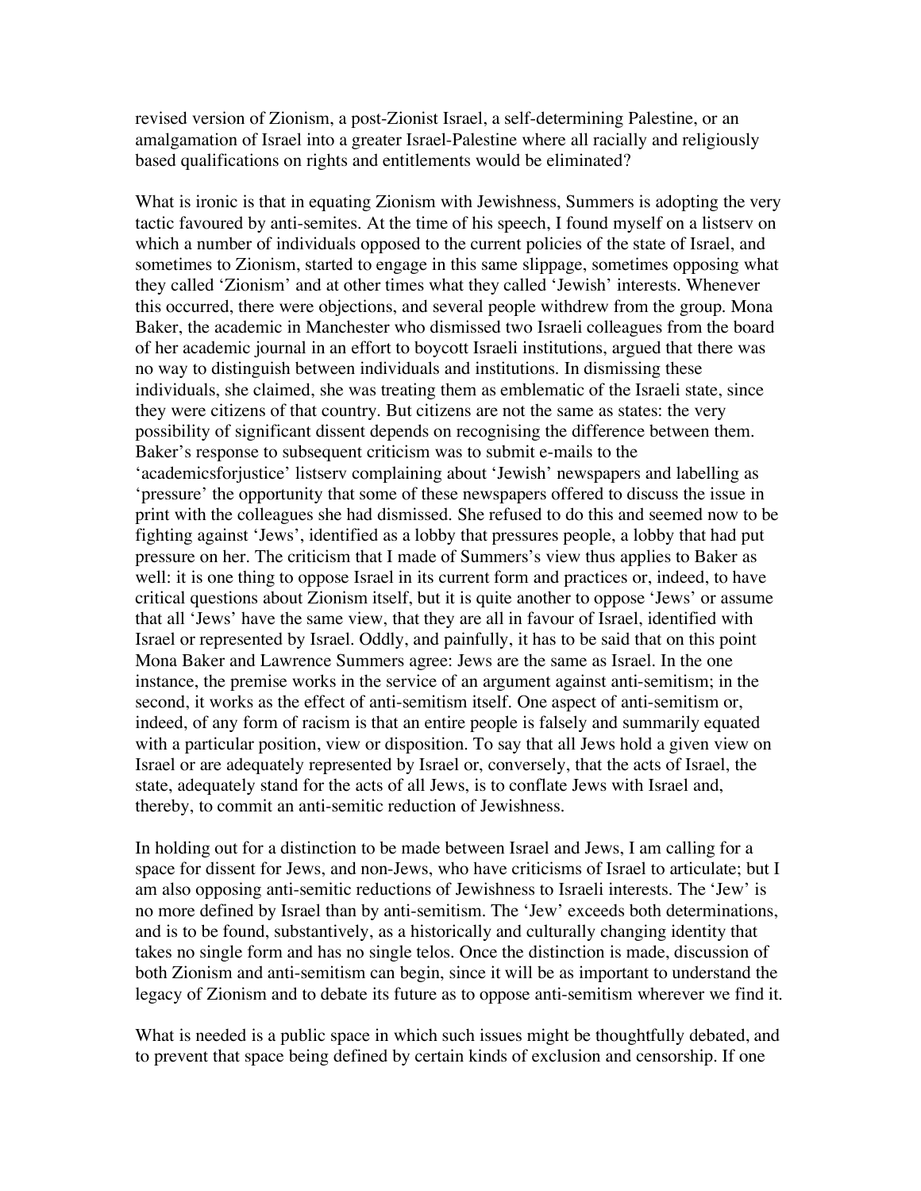revised version of Zionism, a post-Zionist Israel, a self-determining Palestine, or an amalgamation of Israel into a greater Israel-Palestine where all racially and religiously based qualifications on rights and entitlements would be eliminated?

What is ironic is that in equating Zionism with Jewishness, Summers is adopting the very tactic favoured by anti-semites. At the time of his speech, I found myself on a listserv on which a number of individuals opposed to the current policies of the state of Israel, and sometimes to Zionism, started to engage in this same slippage, sometimes opposing what they called 'Zionism' and at other times what they called 'Jewish' interests. Whenever this occurred, there were objections, and several people withdrew from the group. Mona Baker, the academic in Manchester who dismissed two Israeli colleagues from the board of her academic journal in an effort to boycott Israeli institutions, argued that there was no way to distinguish between individuals and institutions. In dismissing these individuals, she claimed, she was treating them as emblematic of the Israeli state, since they were citizens of that country. But citizens are not the same as states: the very possibility of significant dissent depends on recognising the difference between them. Baker's response to subsequent criticism was to submit e-mails to the 'academicsforjustice' listserv complaining about 'Jewish' newspapers and labelling as 'pressure' the opportunity that some of these newspapers offered to discuss the issue in print with the colleagues she had dismissed. She refused to do this and seemed now to be fighting against 'Jews', identified as a lobby that pressures people, a lobby that had put pressure on her. The criticism that I made of Summers's view thus applies to Baker as well: it is one thing to oppose Israel in its current form and practices or, indeed, to have critical questions about Zionism itself, but it is quite another to oppose 'Jews' or assume that all 'Jews' have the same view, that they are all in favour of Israel, identified with Israel or represented by Israel. Oddly, and painfully, it has to be said that on this point Mona Baker and Lawrence Summers agree: Jews are the same as Israel. In the one instance, the premise works in the service of an argument against anti-semitism; in the second, it works as the effect of anti-semitism itself. One aspect of anti-semitism or, indeed, of any form of racism is that an entire people is falsely and summarily equated with a particular position, view or disposition. To say that all Jews hold a given view on Israel or are adequately represented by Israel or, conversely, that the acts of Israel, the state, adequately stand for the acts of all Jews, is to conflate Jews with Israel and, thereby, to commit an anti-semitic reduction of Jewishness.

In holding out for a distinction to be made between Israel and Jews, I am calling for a space for dissent for Jews, and non-Jews, who have criticisms of Israel to articulate; but I am also opposing anti-semitic reductions of Jewishness to Israeli interests. The 'Jew' is no more defined by Israel than by anti-semitism. The 'Jew' exceeds both determinations, and is to be found, substantively, as a historically and culturally changing identity that takes no single form and has no single telos. Once the distinction is made, discussion of both Zionism and anti-semitism can begin, since it will be as important to understand the legacy of Zionism and to debate its future as to oppose anti-semitism wherever we find it.

What is needed is a public space in which such issues might be thoughtfully debated, and to prevent that space being defined by certain kinds of exclusion and censorship. If one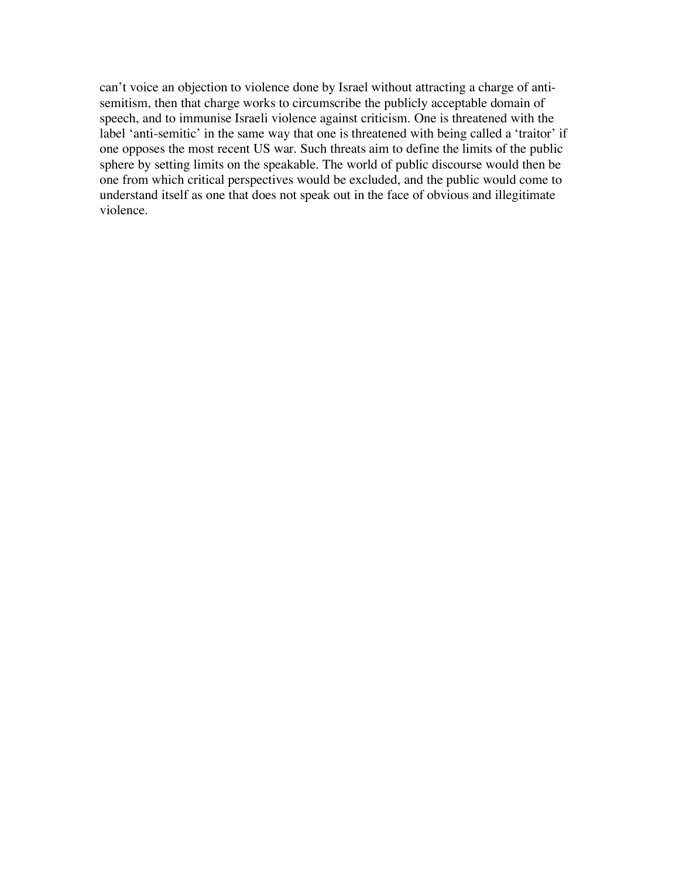can't voice an objection to violence done by Israel without attracting a charge of anti-semitism, then that charge works to circumscribe the publicly acceptable domain of speech, and to immunise Israeli violence against criticism. One is threatened with the label 'anti-semitic' in the same way that one is threatened with being called a 'traitor' if one opposes the most recent US war. Such threats aim to define the limits of the public sphere by setting limits on the speakable. The world of public discourse would then be one from which critical perspectives would be excluded, and the public would come to understand itself as one that does not speak out in the face of obvious and illegitimate violence.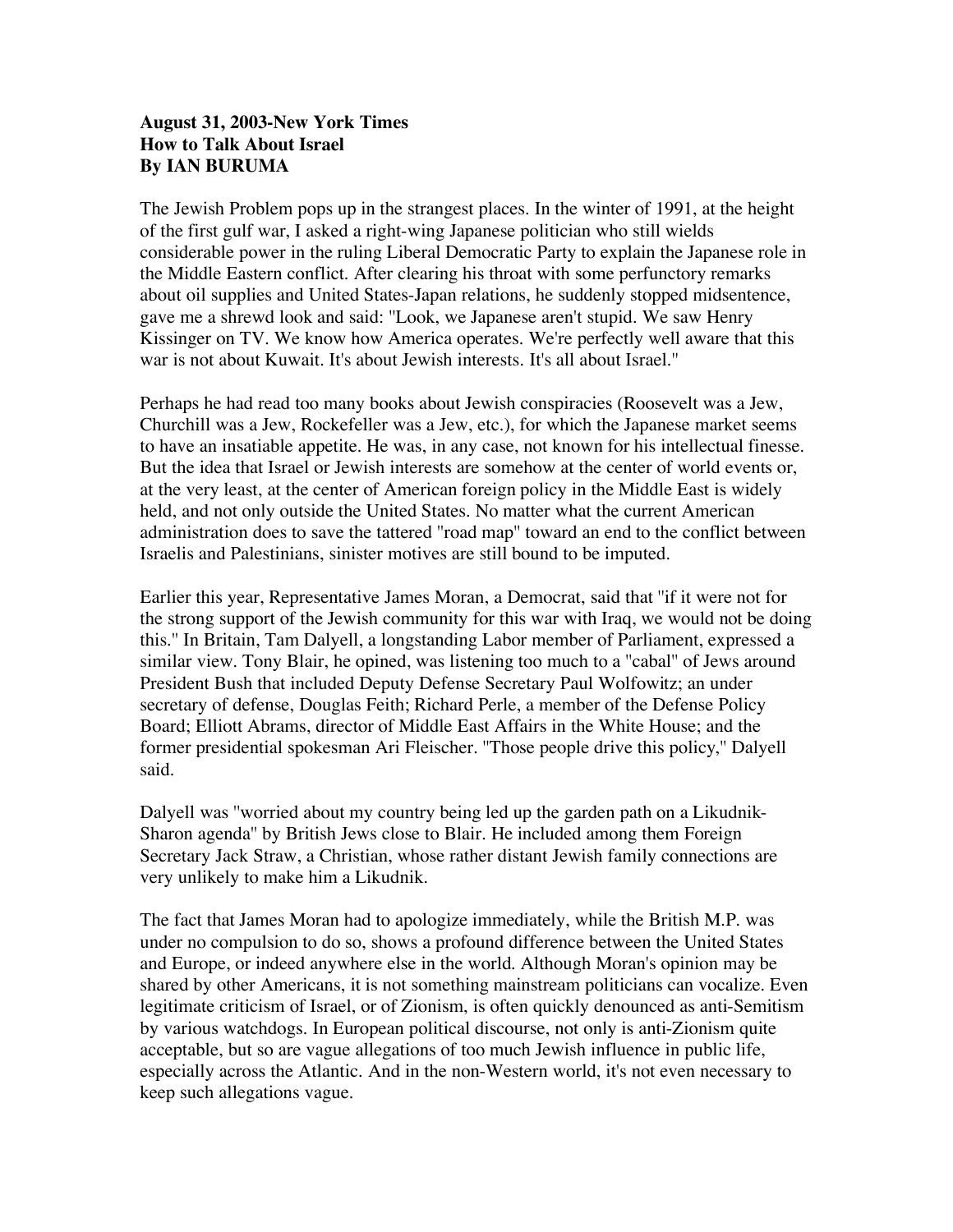**August 31, 2003-New York Times**
**How to Talk About Israel**
**By IAN BURUMA**

The Jewish Problem pops up in the strangest places. In the winter of 1991, at the height of the first gulf war, I asked a right-wing Japanese politician who still wields considerable power in the ruling Liberal Democratic Party to explain the Japanese role in the Middle Eastern conflict. After clearing his throat with some perfunctory remarks about oil supplies and United States-Japan relations, he suddenly stopped midsentence, gave me a shrewd look and said: "Look, we Japanese aren't stupid. We saw Henry Kissinger on TV. We know how America operates. We're perfectly well aware that this war is not about Kuwait. It's about Jewish interests. It's all about Israel."

Perhaps he had read too many books about Jewish conspiracies (Roosevelt was a Jew, Churchill was a Jew, Rockefeller was a Jew, etc.), for which the Japanese market seems to have an insatiable appetite. He was, in any case, not known for his intellectual finesse. But the idea that Israel or Jewish interests are somehow at the center of world events or, at the very least, at the center of American foreign policy in the Middle East is widely held, and not only outside the United States. No matter what the current American administration does to save the tattered "road map" toward an end to the conflict between Israelis and Palestinians, sinister motives are still bound to be imputed.

Earlier this year, Representative James Moran, a Democrat, said that "if it were not for the strong support of the Jewish community for this war with Iraq, we would not be doing this." In Britain, Tam Dalyell, a longstanding Labor member of Parliament, expressed a similar view. Tony Blair, he opined, was listening too much to a "cabal" of Jews around President Bush that included Deputy Defense Secretary Paul Wolfowitz; an under secretary of defense, Douglas Feith; Richard Perle, a member of the Defense Policy Board; Elliott Abrams, director of Middle East Affairs in the White House; and the former presidential spokesman Ari Fleischer. "Those people drive this policy," Dalyell said.

Dalyell was "worried about my country being led up the garden path on a Likudnik-Sharon agenda" by British Jews close to Blair. He included among them Foreign Secretary Jack Straw, a Christian, whose rather distant Jewish family connections are very unlikely to make him a Likudnik.

The fact that James Moran had to apologize immediately, while the British M.P. was under no compulsion to do so, shows a profound difference between the United States and Europe, or indeed anywhere else in the world. Although Moran's opinion may be shared by other Americans, it is not something mainstream politicians can vocalize. Even legitimate criticism of Israel, or of Zionism, is often quickly denounced as anti-Semitism by various watchdogs. In European political discourse, not only is anti-Zionism quite acceptable, but so are vague allegations of too much Jewish influence in public life, especially across the Atlantic. And in the non-Western world, it's not even necessary to keep such allegations vague.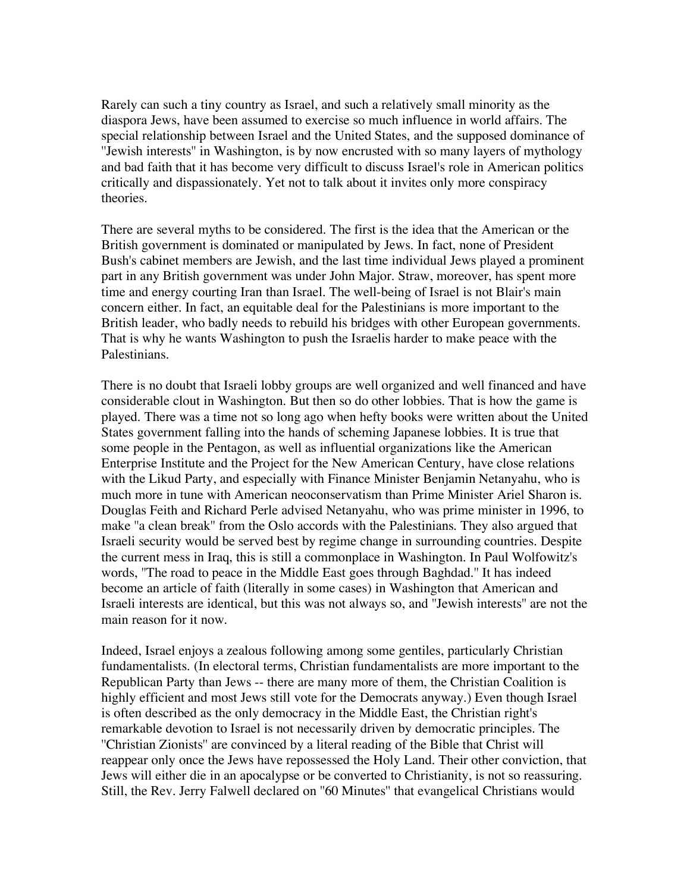Rarely can such a tiny country as Israel, and such a relatively small minority as the diaspora Jews, have been assumed to exercise so much influence in world affairs. The special relationship between Israel and the United States, and the supposed dominance of "Jewish interests" in Washington, is by now encrusted with so many layers of mythology and bad faith that it has become very difficult to discuss Israel's role in American politics critically and dispassionately. Yet not to talk about it invites only more conspiracy theories.

There are several myths to be considered. The first is the idea that the American or the British government is dominated or manipulated by Jews. In fact, none of President Bush's cabinet members are Jewish, and the last time individual Jews played a prominent part in any British government was under John Major. Straw, moreover, has spent more time and energy courting Iran than Israel. The well-being of Israel is not Blair's main concern either. In fact, an equitable deal for the Palestinians is more important to the British leader, who badly needs to rebuild his bridges with other European governments. That is why he wants Washington to push the Israelis harder to make peace with the Palestinians.

There is no doubt that Israeli lobby groups are well organized and well financed and have considerable clout in Washington. But then so do other lobbies. That is how the game is played. There was a time not so long ago when hefty books were written about the United States government falling into the hands of scheming Japanese lobbies. It is true that some people in the Pentagon, as well as influential organizations like the American Enterprise Institute and the Project for the New American Century, have close relations with the Likud Party, and especially with Finance Minister Benjamin Netanyahu, who is much more in tune with American neoconservatism than Prime Minister Ariel Sharon is. Douglas Feith and Richard Perle advised Netanyahu, who was prime minister in 1996, to make "a clean break" from the Oslo accords with the Palestinians. They also argued that Israeli security would be served best by regime change in surrounding countries. Despite the current mess in Iraq, this is still a commonplace in Washington. In Paul Wolfowitz's words, "The road to peace in the Middle East goes through Baghdad." It has indeed become an article of faith (literally in some cases) in Washington that American and Israeli interests are identical, but this was not always so, and "Jewish interests" are not the main reason for it now.

Indeed, Israel enjoys a zealous following among some gentiles, particularly Christian fundamentalists. (In electoral terms, Christian fundamentalists are more important to the Republican Party than Jews -- there are many more of them, the Christian Coalition is highly efficient and most Jews still vote for the Democrats anyway.) Even though Israel is often described as the only democracy in the Middle East, the Christian right's remarkable devotion to Israel is not necessarily driven by democratic principles. The "Christian Zionists" are convinced by a literal reading of the Bible that Christ will reappear only once the Jews have repossessed the Holy Land. Their other conviction, that Jews will either die in an apocalypse or be converted to Christianity, is not so reassuring. Still, the Rev. Jerry Falwell declared on "60 Minutes" that evangelical Christians would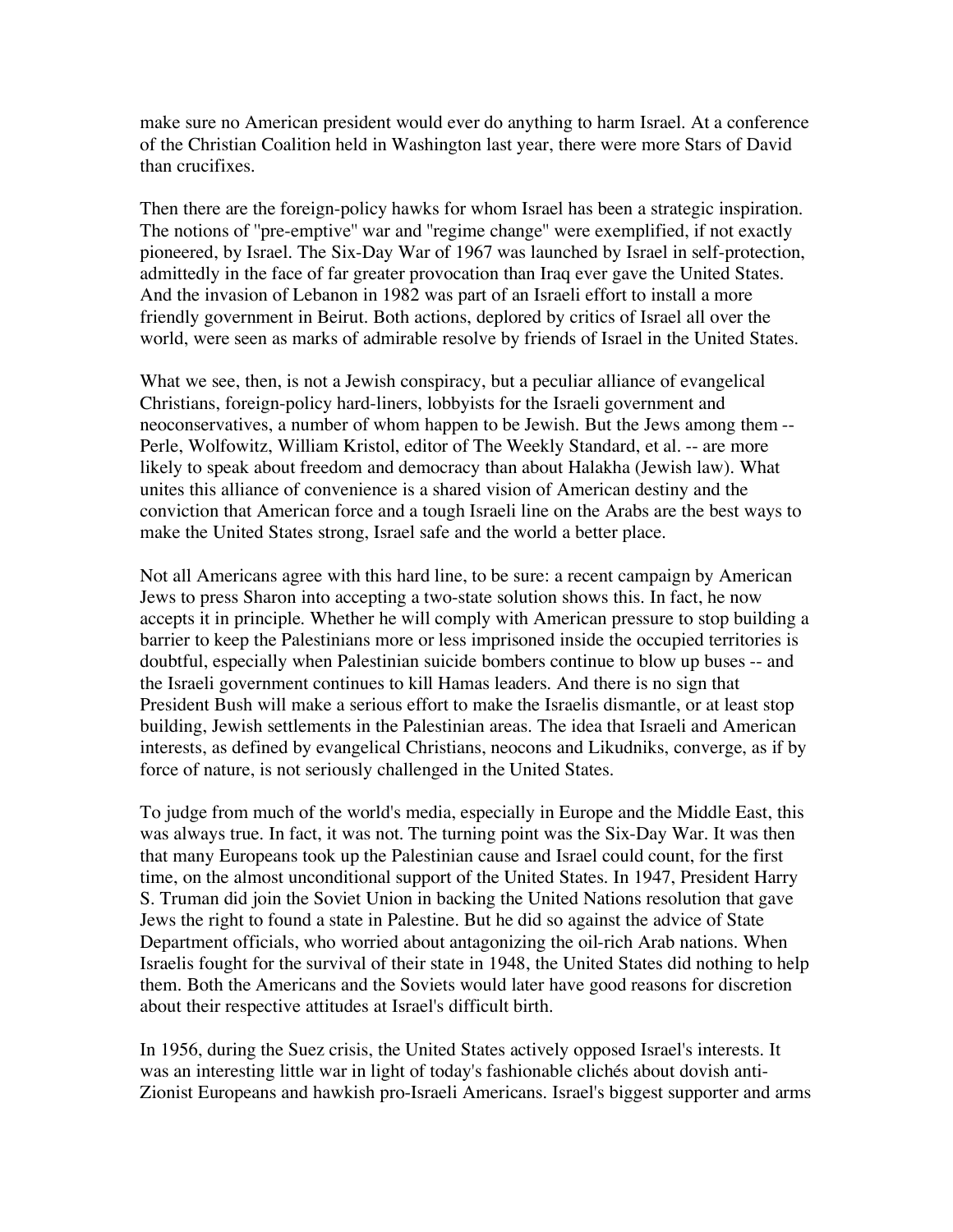make sure no American president would ever do anything to harm Israel. At a conference of the Christian Coalition held in Washington last year, there were more Stars of David than crucifixes.

Then there are the foreign-policy hawks for whom Israel has been a strategic inspiration. The notions of "pre-emptive" war and "regime change" were exemplified, if not exactly pioneered, by Israel. The Six-Day War of 1967 was launched by Israel in self-protection, admittedly in the face of far greater provocation than Iraq ever gave the United States. And the invasion of Lebanon in 1982 was part of an Israeli effort to install a more friendly government in Beirut. Both actions, deplored by critics of Israel all over the world, were seen as marks of admirable resolve by friends of Israel in the United States.

What we see, then, is not a Jewish conspiracy, but a peculiar alliance of evangelical Christians, foreign-policy hard-liners, lobbyists for the Israeli government and neoconservatives, a number of whom happen to be Jewish. But the Jews among them -- Perle, Wolfowitz, William Kristol, editor of The Weekly Standard, et al. -- are more likely to speak about freedom and democracy than about Halakha (Jewish law). What unites this alliance of convenience is a shared vision of American destiny and the conviction that American force and a tough Israeli line on the Arabs are the best ways to make the United States strong, Israel safe and the world a better place.

Not all Americans agree with this hard line, to be sure: a recent campaign by American Jews to press Sharon into accepting a two-state solution shows this. In fact, he now accepts it in principle. Whether he will comply with American pressure to stop building a barrier to keep the Palestinians more or less imprisoned inside the occupied territories is doubtful, especially when Palestinian suicide bombers continue to blow up buses -- and the Israeli government continues to kill Hamas leaders. And there is no sign that President Bush will make a serious effort to make the Israelis dismantle, or at least stop building, Jewish settlements in the Palestinian areas. The idea that Israeli and American interests, as defined by evangelical Christians, neocons and Likudniks, converge, as if by force of nature, is not seriously challenged in the United States.

To judge from much of the world's media, especially in Europe and the Middle East, this was always true. In fact, it was not. The turning point was the Six-Day War. It was then that many Europeans took up the Palestinian cause and Israel could count, for the first time, on the almost unconditional support of the United States. In 1947, President Harry S. Truman did join the Soviet Union in backing the United Nations resolution that gave Jews the right to found a state in Palestine. But he did so against the advice of State Department officials, who worried about antagonizing the oil-rich Arab nations. When Israelis fought for the survival of their state in 1948, the United States did nothing to help them. Both the Americans and the Soviets would later have good reasons for discretion about their respective attitudes at Israel's difficult birth.

In 1956, during the Suez crisis, the United States actively opposed Israel's interests. It was an interesting little war in light of today's fashionable clichés about dovish anti-Zionist Europeans and hawkish pro-Israeli Americans. Israel's biggest supporter and arms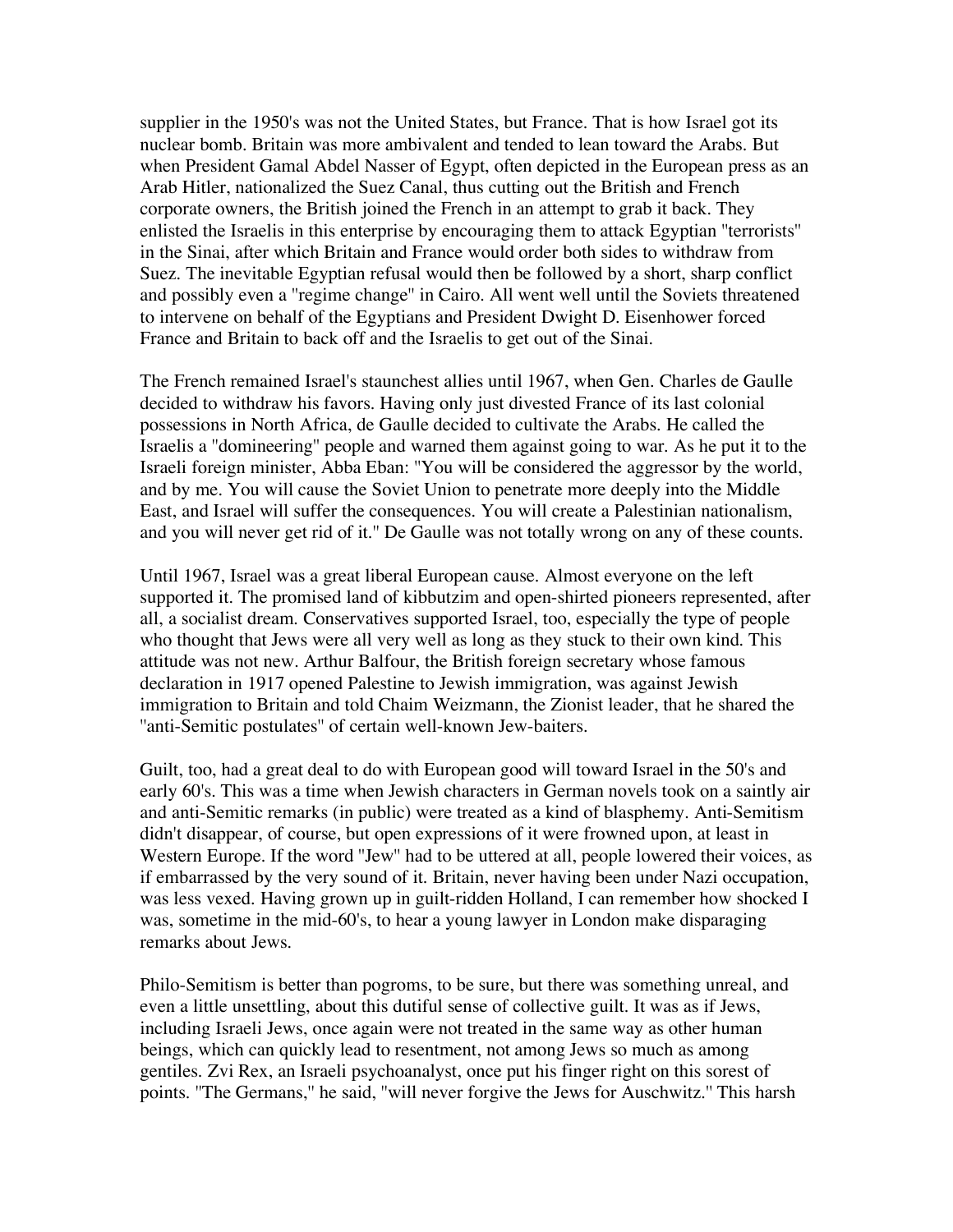supplier in the 1950's was not the United States, but France. That is how Israel got its nuclear bomb. Britain was more ambivalent and tended to lean toward the Arabs. But when President Gamal Abdel Nasser of Egypt, often depicted in the European press as an Arab Hitler, nationalized the Suez Canal, thus cutting out the British and French corporate owners, the British joined the French in an attempt to grab it back. They enlisted the Israelis in this enterprise by encouraging them to attack Egyptian "terrorists" in the Sinai, after which Britain and France would order both sides to withdraw from Suez. The inevitable Egyptian refusal would then be followed by a short, sharp conflict and possibly even a "regime change" in Cairo. All went well until the Soviets threatened to intervene on behalf of the Egyptians and President Dwight D. Eisenhower forced France and Britain to back off and the Israelis to get out of the Sinai.

The French remained Israel's staunchest allies until 1967, when Gen. Charles de Gaulle decided to withdraw his favors. Having only just divested France of its last colonial possessions in North Africa, de Gaulle decided to cultivate the Arabs. He called the Israelis a "domineering" people and warned them against going to war. As he put it to the Israeli foreign minister, Abba Eban: "You will be considered the aggressor by the world, and by me. You will cause the Soviet Union to penetrate more deeply into the Middle East, and Israel will suffer the consequences. You will create a Palestinian nationalism, and you will never get rid of it." De Gaulle was not totally wrong on any of these counts.

Until 1967, Israel was a great liberal European cause. Almost everyone on the left supported it. The promised land of kibbutzim and open-shirted pioneers represented, after all, a socialist dream. Conservatives supported Israel, too, especially the type of people who thought that Jews were all very well as long as they stuck to their own kind. This attitude was not new. Arthur Balfour, the British foreign secretary whose famous declaration in 1917 opened Palestine to Jewish immigration, was against Jewish immigration to Britain and told Chaim Weizmann, the Zionist leader, that he shared the "anti-Semitic postulates" of certain well-known Jew-baiters.

Guilt, too, had a great deal to do with European good will toward Israel in the 50's and early 60's. This was a time when Jewish characters in German novels took on a saintly air and anti-Semitic remarks (in public) were treated as a kind of blasphemy. Anti-Semitism didn't disappear, of course, but open expressions of it were frowned upon, at least in Western Europe. If the word "Jew" had to be uttered at all, people lowered their voices, as if embarrassed by the very sound of it. Britain, never having been under Nazi occupation, was less vexed. Having grown up in guilt-ridden Holland, I can remember how shocked I was, sometime in the mid-60's, to hear a young lawyer in London make disparaging remarks about Jews.

Philo-Semitism is better than pogroms, to be sure, but there was something unreal, and even a little unsettling, about this dutiful sense of collective guilt. It was as if Jews, including Israeli Jews, once again were not treated in the same way as other human beings, which can quickly lead to resentment, not among Jews so much as among gentiles. Zvi Rex, an Israeli psychoanalyst, once put his finger right on this sorest of points. "The Germans," he said, "will never forgive the Jews for Auschwitz." This harsh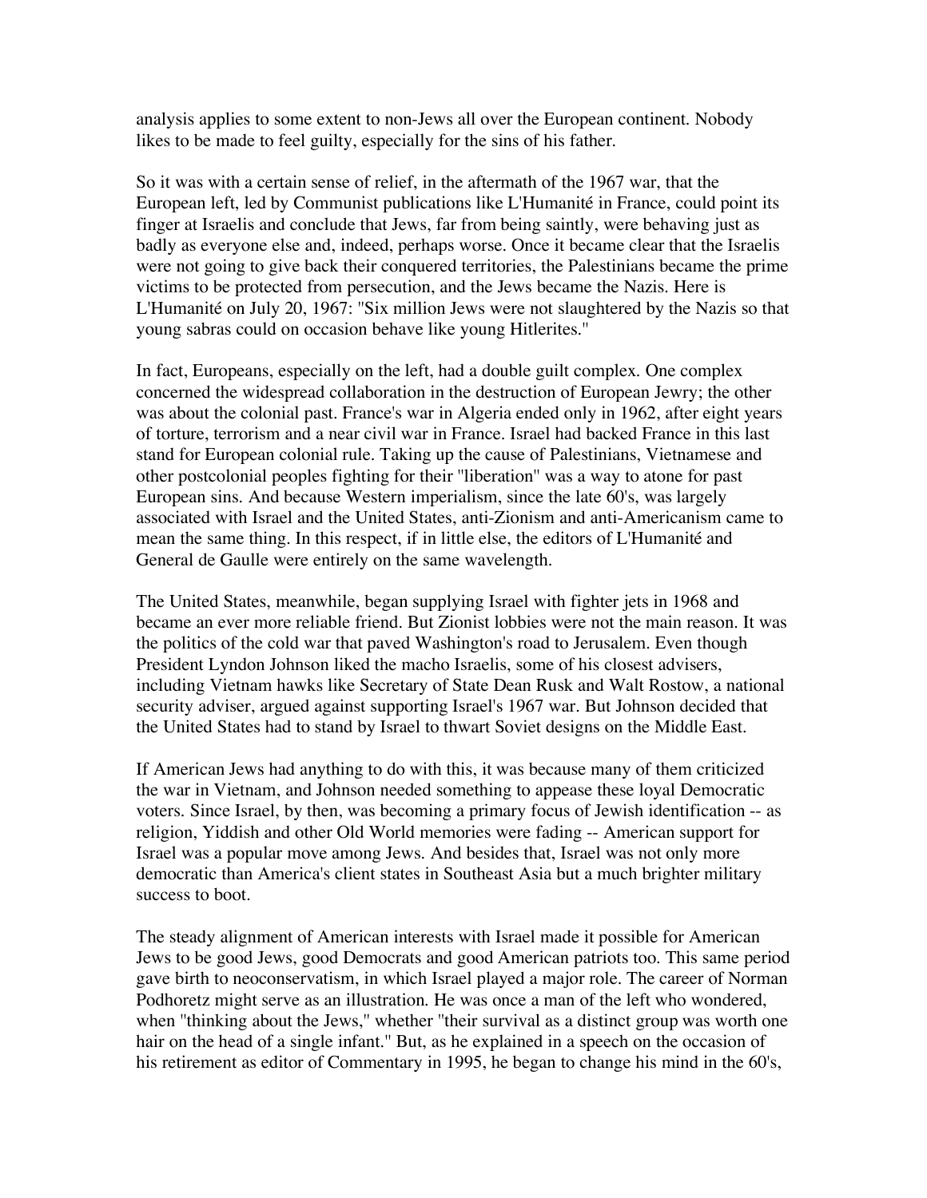analysis applies to some extent to non-Jews all over the European continent. Nobody likes to be made to feel guilty, especially for the sins of his father.

So it was with a certain sense of relief, in the aftermath of the 1967 war, that the European left, led by Communist publications like L'Humanité in France, could point its finger at Israelis and conclude that Jews, far from being saintly, were behaving just as badly as everyone else and, indeed, perhaps worse. Once it became clear that the Israelis were not going to give back their conquered territories, the Palestinians became the prime victims to be protected from persecution, and the Jews became the Nazis. Here is L'Humanité on July 20, 1967: "Six million Jews were not slaughtered by the Nazis so that young sabras could on occasion behave like young Hitlerites."

In fact, Europeans, especially on the left, had a double guilt complex. One complex concerned the widespread collaboration in the destruction of European Jewry; the other was about the colonial past. France's war in Algeria ended only in 1962, after eight years of torture, terrorism and a near civil war in France. Israel had backed France in this last stand for European colonial rule. Taking up the cause of Palestinians, Vietnamese and other postcolonial peoples fighting for their "liberation" was a way to atone for past European sins. And because Western imperialism, since the late 60's, was largely associated with Israel and the United States, anti-Zionism and anti-Americanism came to mean the same thing. In this respect, if in little else, the editors of L'Humanité and General de Gaulle were entirely on the same wavelength.

The United States, meanwhile, began supplying Israel with fighter jets in 1968 and became an ever more reliable friend. But Zionist lobbies were not the main reason. It was the politics of the cold war that paved Washington's road to Jerusalem. Even though President Lyndon Johnson liked the macho Israelis, some of his closest advisers, including Vietnam hawks like Secretary of State Dean Rusk and Walt Rostow, a national security adviser, argued against supporting Israel's 1967 war. But Johnson decided that the United States had to stand by Israel to thwart Soviet designs on the Middle East.

If American Jews had anything to do with this, it was because many of them criticized the war in Vietnam, and Johnson needed something to appease these loyal Democratic voters. Since Israel, by then, was becoming a primary focus of Jewish identification -- as religion, Yiddish and other Old World memories were fading -- American support for Israel was a popular move among Jews. And besides that, Israel was not only more democratic than America's client states in Southeast Asia but a much brighter military success to boot.

The steady alignment of American interests with Israel made it possible for American Jews to be good Jews, good Democrats and good American patriots too. This same period gave birth to neoconservatism, in which Israel played a major role. The career of Norman Podhoretz might serve as an illustration. He was once a man of the left who wondered, when "thinking about the Jews," whether "their survival as a distinct group was worth one hair on the head of a single infant." But, as he explained in a speech on the occasion of his retirement as editor of Commentary in 1995, he began to change his mind in the 60's,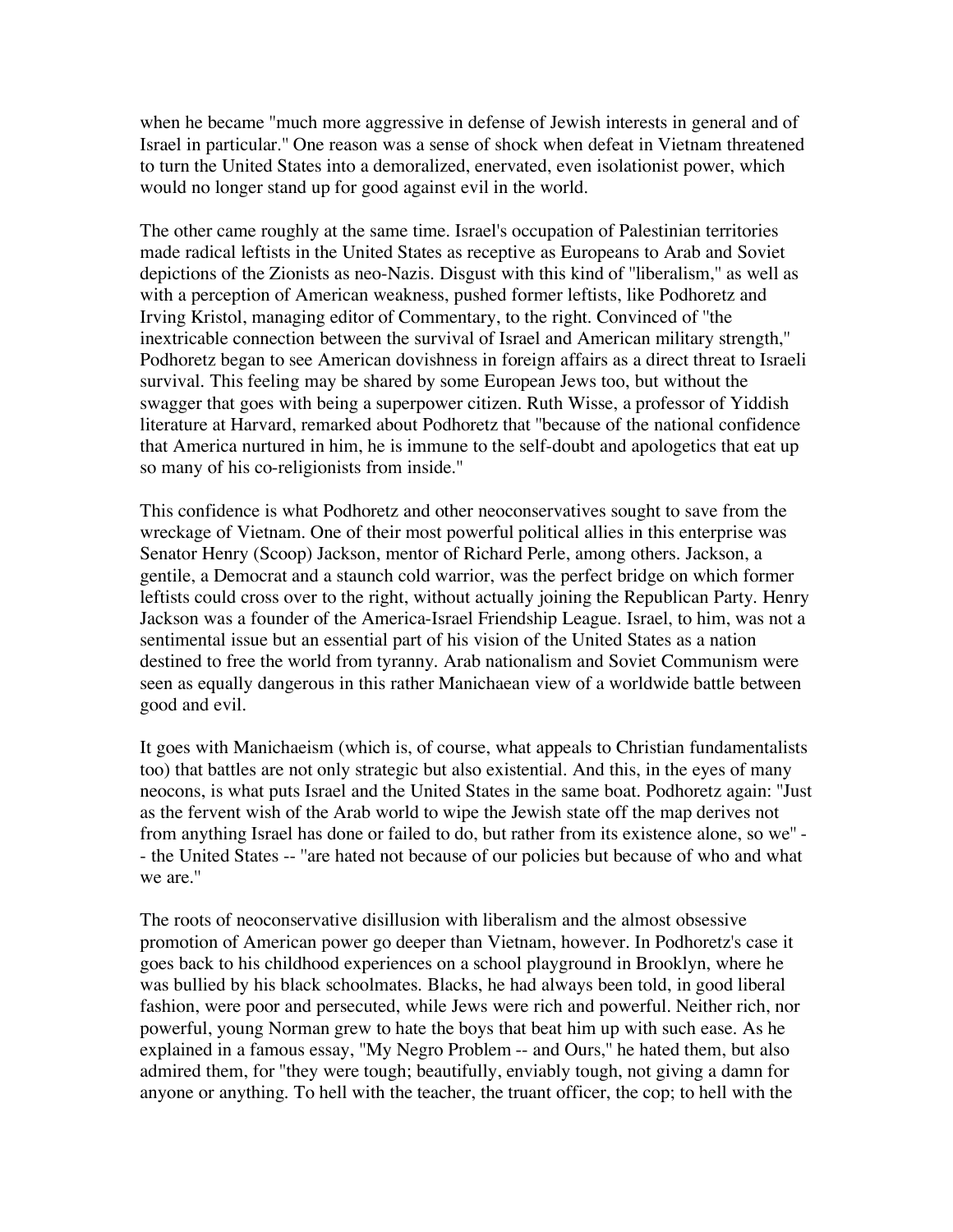when he became "much more aggressive in defense of Jewish interests in general and of Israel in particular." One reason was a sense of shock when defeat in Vietnam threatened to turn the United States into a demoralized, enervated, even isolationist power, which would no longer stand up for good against evil in the world.

The other came roughly at the same time. Israel's occupation of Palestinian territories made radical leftists in the United States as receptive as Europeans to Arab and Soviet depictions of the Zionists as neo-Nazis. Disgust with this kind of "liberalism," as well as with a perception of American weakness, pushed former leftists, like Podhoretz and Irving Kristol, managing editor of Commentary, to the right. Convinced of "the inextricable connection between the survival of Israel and American military strength," Podhoretz began to see American dovishness in foreign affairs as a direct threat to Israeli survival. This feeling may be shared by some European Jews too, but without the swagger that goes with being a superpower citizen. Ruth Wisse, a professor of Yiddish literature at Harvard, remarked about Podhoretz that "because of the national confidence that America nurtured in him, he is immune to the self-doubt and apologetics that eat up so many of his co-religionists from inside."

This confidence is what Podhoretz and other neoconservatives sought to save from the wreckage of Vietnam. One of their most powerful political allies in this enterprise was Senator Henry (Scoop) Jackson, mentor of Richard Perle, among others. Jackson, a gentile, a Democrat and a staunch cold warrior, was the perfect bridge on which former leftists could cross over to the right, without actually joining the Republican Party. Henry Jackson was a founder of the America-Israel Friendship League. Israel, to him, was not a sentimental issue but an essential part of his vision of the United States as a nation destined to free the world from tyranny. Arab nationalism and Soviet Communism were seen as equally dangerous in this rather Manichaean view of a worldwide battle between good and evil.

It goes with Manichaeism (which is, of course, what appeals to Christian fundamentalists too) that battles are not only strategic but also existential. And this, in the eyes of many neocons, is what puts Israel and the United States in the same boat. Podhoretz again: "Just as the fervent wish of the Arab world to wipe the Jewish state off the map derives not from anything Israel has done or failed to do, but rather from its existence alone, so we" -- the United States -- "are hated not because of our policies but because of who and what we are."

The roots of neoconservative disillusion with liberalism and the almost obsessive promotion of American power go deeper than Vietnam, however. In Podhoretz's case it goes back to his childhood experiences on a school playground in Brooklyn, where he was bullied by his black schoolmates. Blacks, he had always been told, in good liberal fashion, were poor and persecuted, while Jews were rich and powerful. Neither rich, nor powerful, young Norman grew to hate the boys that beat him up with such ease. As he explained in a famous essay, "My Negro Problem -- and Ours," he hated them, but also admired them, for "they were tough; beautifully, enviably tough, not giving a damn for anyone or anything. To hell with the teacher, the truant officer, the cop; to hell with the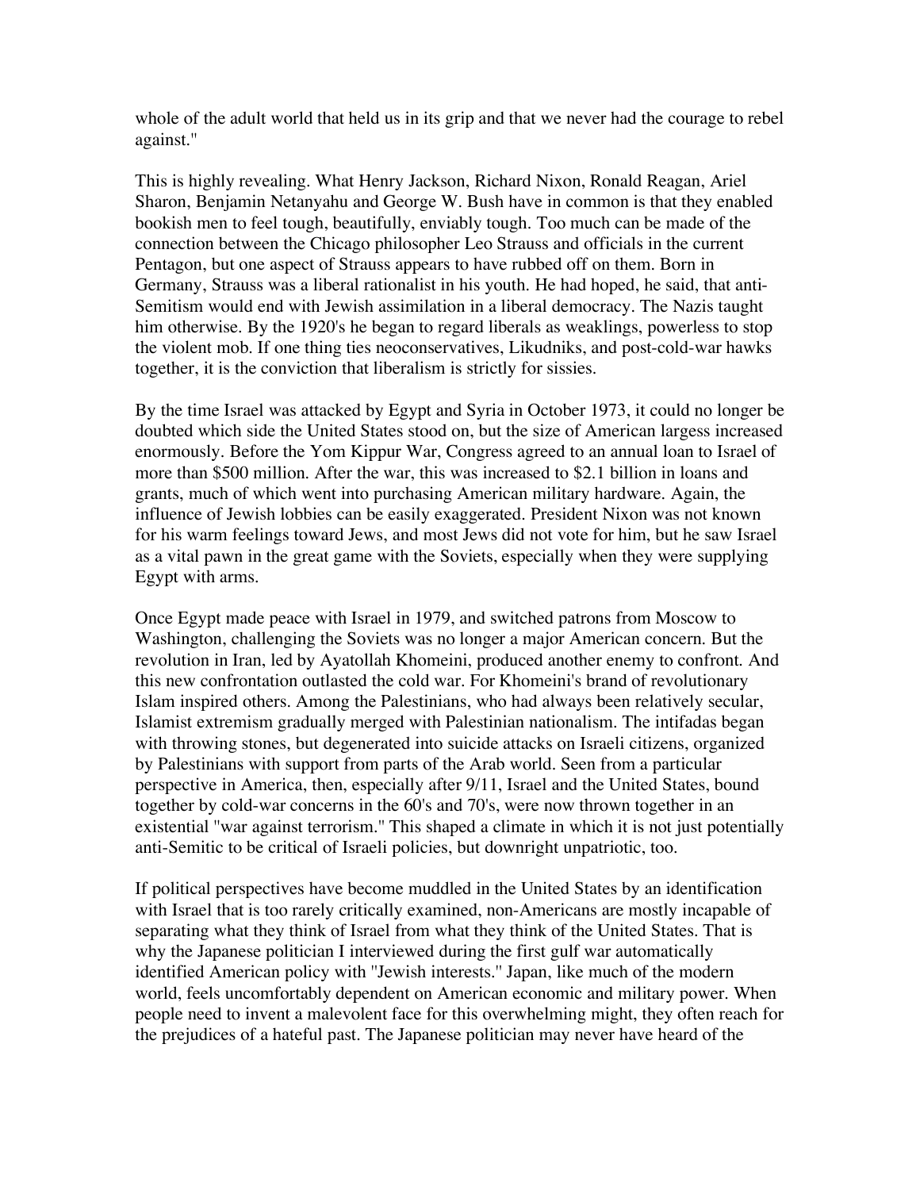whole of the adult world that held us in its grip and that we never had the courage to rebel against."

This is highly revealing. What Henry Jackson, Richard Nixon, Ronald Reagan, Ariel Sharon, Benjamin Netanyahu and George W. Bush have in common is that they enabled bookish men to feel tough, beautifully, enviably tough. Too much can be made of the connection between the Chicago philosopher Leo Strauss and officials in the current Pentagon, but one aspect of Strauss appears to have rubbed off on them. Born in Germany, Strauss was a liberal rationalist in his youth. He had hoped, he said, that anti-Semitism would end with Jewish assimilation in a liberal democracy. The Nazis taught him otherwise. By the 1920's he began to regard liberals as weaklings, powerless to stop the violent mob. If one thing ties neoconservatives, Likudniks, and post-cold-war hawks together, it is the conviction that liberalism is strictly for sissies.

By the time Israel was attacked by Egypt and Syria in October 1973, it could no longer be doubted which side the United States stood on, but the size of American largess increased enormously. Before the Yom Kippur War, Congress agreed to an annual loan to Israel of more than $500 million. After the war, this was increased to $2.1 billion in loans and grants, much of which went into purchasing American military hardware. Again, the influence of Jewish lobbies can be easily exaggerated. President Nixon was not known for his warm feelings toward Jews, and most Jews did not vote for him, but he saw Israel as a vital pawn in the great game with the Soviets, especially when they were supplying Egypt with arms.

Once Egypt made peace with Israel in 1979, and switched patrons from Moscow to Washington, challenging the Soviets was no longer a major American concern. But the revolution in Iran, led by Ayatollah Khomeini, produced another enemy to confront. And this new confrontation outlasted the cold war. For Khomeini's brand of revolutionary Islam inspired others. Among the Palestinians, who had always been relatively secular, Islamist extremism gradually merged with Palestinian nationalism. The intifadas began with throwing stones, but degenerated into suicide attacks on Israeli citizens, organized by Palestinians with support from parts of the Arab world. Seen from a particular perspective in America, then, especially after 9/11, Israel and the United States, bound together by cold-war concerns in the 60's and 70's, were now thrown together in an existential "war against terrorism." This shaped a climate in which it is not just potentially anti-Semitic to be critical of Israeli policies, but downright unpatriotic, too.

If political perspectives have become muddled in the United States by an identification with Israel that is too rarely critically examined, non-Americans are mostly incapable of separating what they think of Israel from what they think of the United States. That is why the Japanese politician I interviewed during the first gulf war automatically identified American policy with "Jewish interests." Japan, like much of the modern world, feels uncomfortably dependent on American economic and military power. When people need to invent a malevolent face for this overwhelming might, they often reach for the prejudices of a hateful past. The Japanese politician may never have heard of the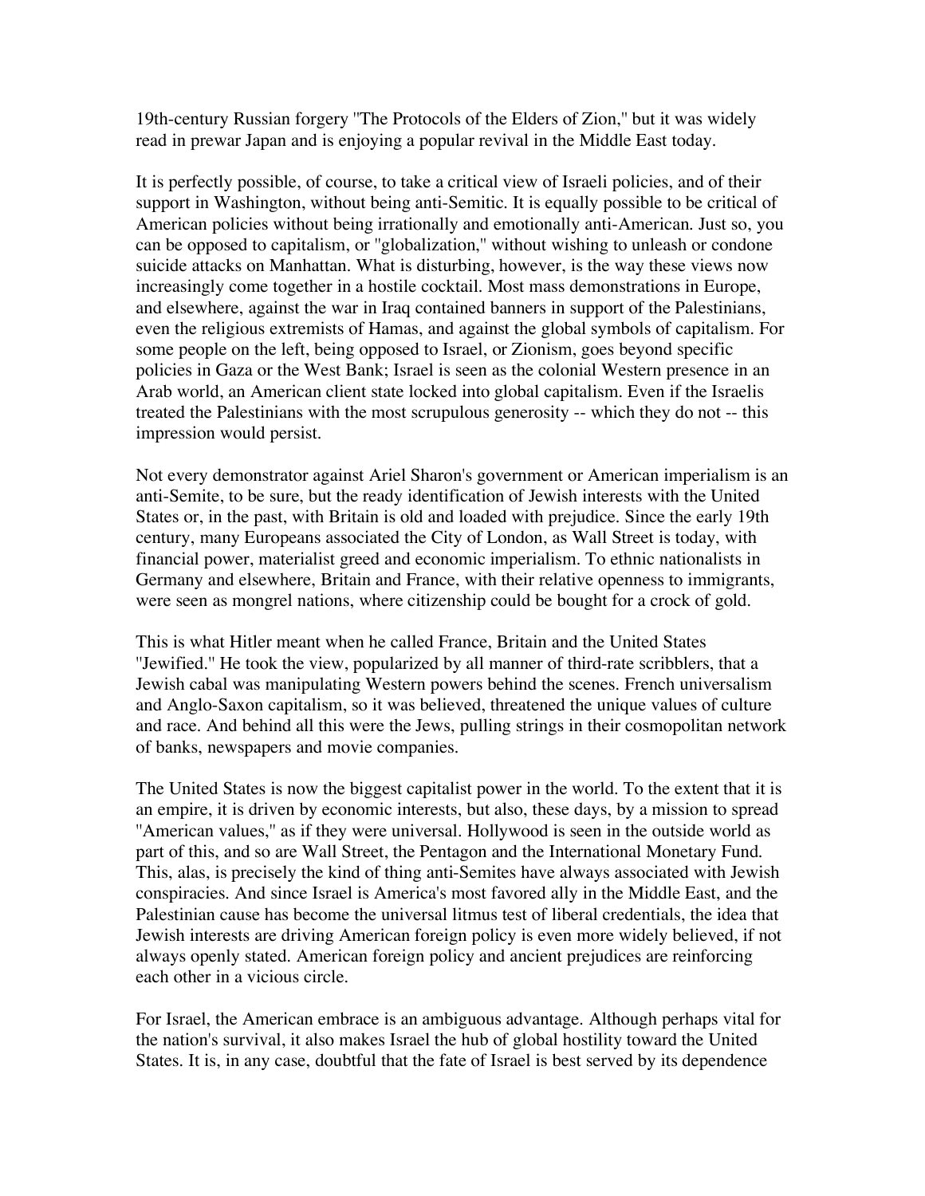19th-century Russian forgery "The Protocols of the Elders of Zion," but it was widely read in prewar Japan and is enjoying a popular revival in the Middle East today.

It is perfectly possible, of course, to take a critical view of Israeli policies, and of their support in Washington, without being anti-Semitic. It is equally possible to be critical of American policies without being irrationally and emotionally anti-American. Just so, you can be opposed to capitalism, or "globalization," without wishing to unleash or condone suicide attacks on Manhattan. What is disturbing, however, is the way these views now increasingly come together in a hostile cocktail. Most mass demonstrations in Europe, and elsewhere, against the war in Iraq contained banners in support of the Palestinians, even the religious extremists of Hamas, and against the global symbols of capitalism. For some people on the left, being opposed to Israel, or Zionism, goes beyond specific policies in Gaza or the West Bank; Israel is seen as the colonial Western presence in an Arab world, an American client state locked into global capitalism. Even if the Israelis treated the Palestinians with the most scrupulous generosity -- which they do not -- this impression would persist.

Not every demonstrator against Ariel Sharon's government or American imperialism is an anti-Semite, to be sure, but the ready identification of Jewish interests with the United States or, in the past, with Britain is old and loaded with prejudice. Since the early 19th century, many Europeans associated the City of London, as Wall Street is today, with financial power, materialist greed and economic imperialism. To ethnic nationalists in Germany and elsewhere, Britain and France, with their relative openness to immigrants, were seen as mongrel nations, where citizenship could be bought for a crock of gold.

This is what Hitler meant when he called France, Britain and the United States "Jewified." He took the view, popularized by all manner of third-rate scribblers, that a Jewish cabal was manipulating Western powers behind the scenes. French universalism and Anglo-Saxon capitalism, so it was believed, threatened the unique values of culture and race. And behind all this were the Jews, pulling strings in their cosmopolitan network of banks, newspapers and movie companies.

The United States is now the biggest capitalist power in the world. To the extent that it is an empire, it is driven by economic interests, but also, these days, by a mission to spread "American values," as if they were universal. Hollywood is seen in the outside world as part of this, and so are Wall Street, the Pentagon and the International Monetary Fund. This, alas, is precisely the kind of thing anti-Semites have always associated with Jewish conspiracies. And since Israel is America's most favored ally in the Middle East, and the Palestinian cause has become the universal litmus test of liberal credentials, the idea that Jewish interests are driving American foreign policy is even more widely believed, if not always openly stated. American foreign policy and ancient prejudices are reinforcing each other in a vicious circle.

For Israel, the American embrace is an ambiguous advantage. Although perhaps vital for the nation's survival, it also makes Israel the hub of global hostility toward the United States. It is, in any case, doubtful that the fate of Israel is best served by its dependence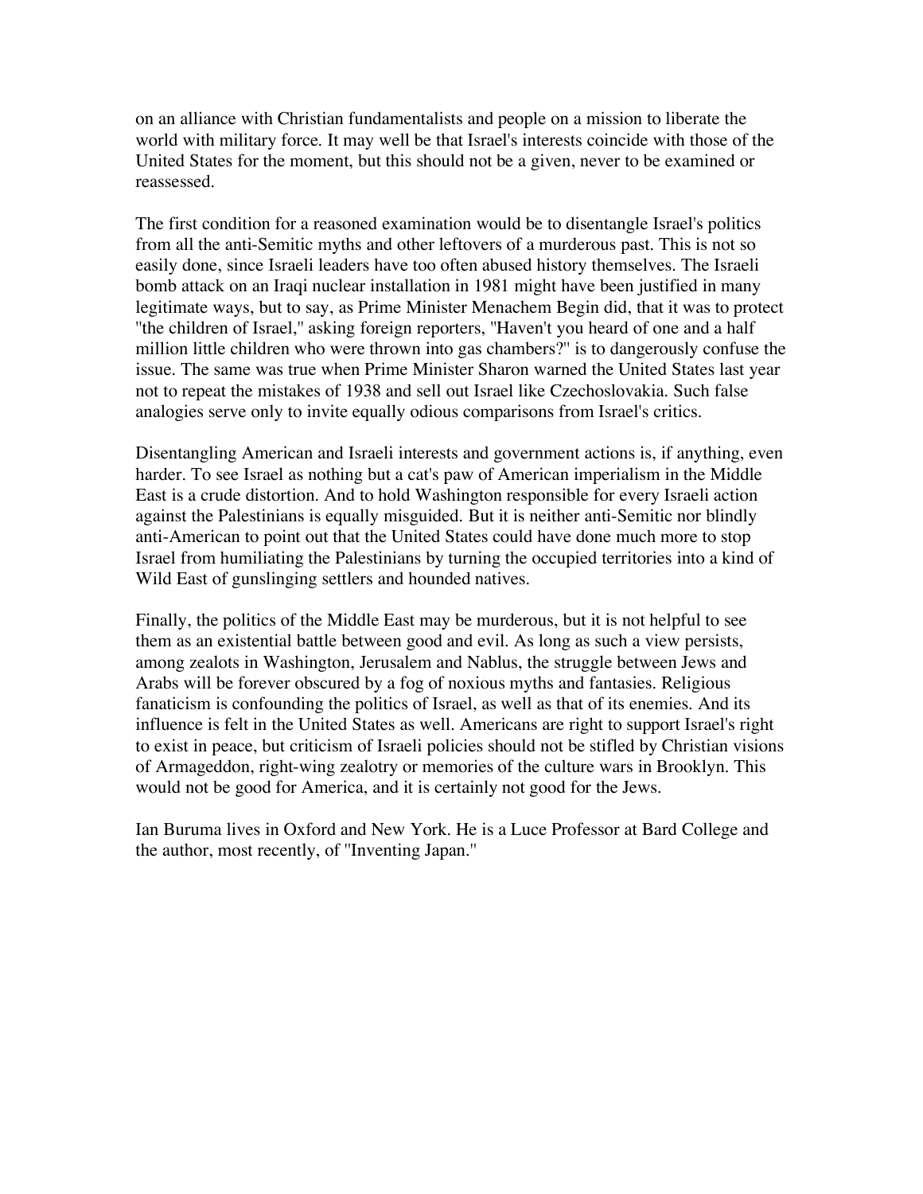on an alliance with Christian fundamentalists and people on a mission to liberate the world with military force. It may well be that Israel's interests coincide with those of the United States for the moment, but this should not be a given, never to be examined or reassessed.

The first condition for a reasoned examination would be to disentangle Israel's politics from all the anti-Semitic myths and other leftovers of a murderous past. This is not so easily done, since Israeli leaders have too often abused history themselves. The Israeli bomb attack on an Iraqi nuclear installation in 1981 might have been justified in many legitimate ways, but to say, as Prime Minister Menachem Begin did, that it was to protect "the children of Israel," asking foreign reporters, "Haven't you heard of one and a half million little children who were thrown into gas chambers?" is to dangerously confuse the issue. The same was true when Prime Minister Sharon warned the United States last year not to repeat the mistakes of 1938 and sell out Israel like Czechoslovakia. Such false analogies serve only to invite equally odious comparisons from Israel's critics.

Disentangling American and Israeli interests and government actions is, if anything, even harder. To see Israel as nothing but a cat's paw of American imperialism in the Middle East is a crude distortion. And to hold Washington responsible for every Israeli action against the Palestinians is equally misguided. But it is neither anti-Semitic nor blindly anti-American to point out that the United States could have done much more to stop Israel from humiliating the Palestinians by turning the occupied territories into a kind of Wild East of gunslinging settlers and hounded natives.

Finally, the politics of the Middle East may be murderous, but it is not helpful to see them as an existential battle between good and evil. As long as such a view persists, among zealots in Washington, Jerusalem and Nablus, the struggle between Jews and Arabs will be forever obscured by a fog of noxious myths and fantasies. Religious fanaticism is confounding the politics of Israel, as well as that of its enemies. And its influence is felt in the United States as well. Americans are right to support Israel's right to exist in peace, but criticism of Israeli policies should not be stifled by Christian visions of Armageddon, right-wing zealotry or memories of the culture wars in Brooklyn. This would not be good for America, and it is certainly not good for the Jews.

Ian Buruma lives in Oxford and New York. He is a Luce Professor at Bard College and the author, most recently, of "Inventing Japan."